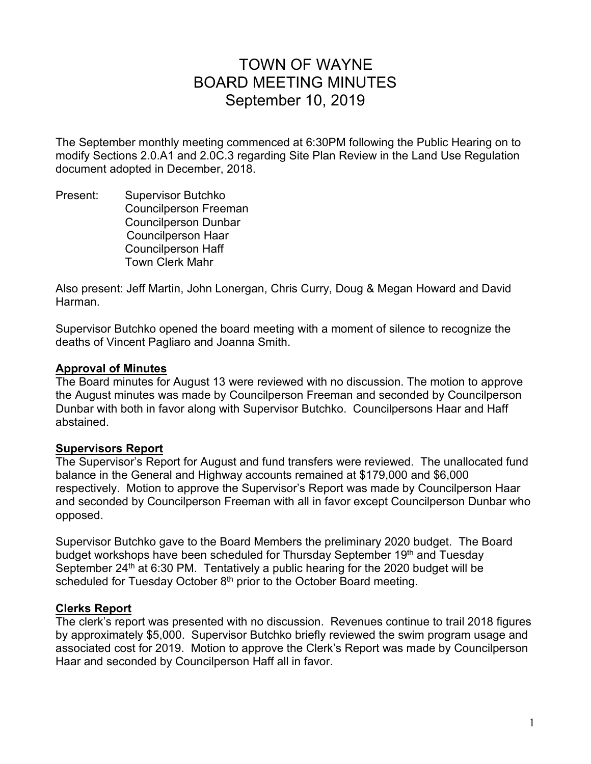# TOWN OF WAYNE
# BOARD MEETING MINUTES
# September 10, 2019

The September monthly meeting commenced at 6:30PM following the Public Hearing on to modify Sections 2.0.A1 and 2.0C.3 regarding Site Plan Review in the Land Use Regulation document adopted in December, 2018.

Present: Supervisor Butchko
Councilperson Freeman
Councilperson Dunbar
Councilperson Haar
Councilperson Haff
Town Clerk Mahr

Also present: Jeff Martin, John Lonergan, Chris Curry, Doug & Megan Howard and David Harman.

Supervisor Butchko opened the board meeting with a moment of silence to recognize the deaths of Vincent Pagliaro and Joanna Smith.

**Approval of Minutes**

The Board minutes for August 13 were reviewed with no discussion. The motion to approve the August minutes was made by Councilperson Freeman and seconded by Councilperson Dunbar with both in favor along with Supervisor Butchko. Councilpersons Haar and Haff abstained.

**Supervisors Report**

The Supervisor's Report for August and fund transfers were reviewed. The unallocated fund balance in the General and Highway accounts remained at $179,000 and $6,000 respectively. Motion to approve the Supervisor's Report was made by Councilperson Haar and seconded by Councilperson Freeman with all in favor except Councilperson Dunbar who opposed.

Supervisor Butchko gave to the Board Members the preliminary 2020 budget. The Board budget workshops have been scheduled for Thursday September 19th and Tuesday September 24th at 6:30 PM. Tentatively a public hearing for the 2020 budget will be scheduled for Tuesday October 8th prior to the October Board meeting.

**Clerks Report**

The clerk's report was presented with no discussion. Revenues continue to trail 2018 figures by approximately $5,000. Supervisor Butchko briefly reviewed the swim program usage and associated cost for 2019. Motion to approve the Clerk's Report was made by Councilperson Haar and seconded by Councilperson Haff all in favor.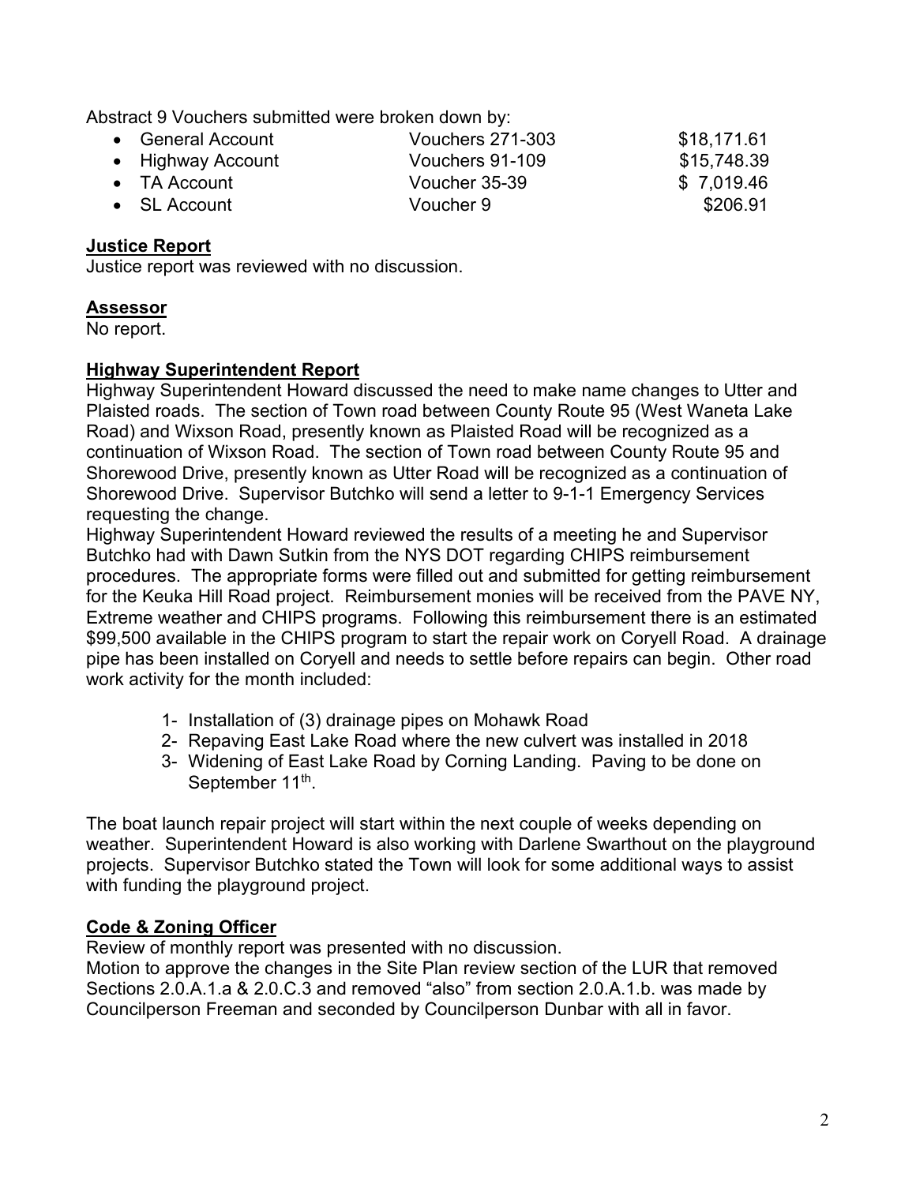Abstract 9 Vouchers submitted were broken down by:

- General Account — Vouchers 271-303 — $18,171.61
- Highway Account — Vouchers 91-109 — $15,748.39
- TA Account — Voucher 35-39 — $ 7,019.46
- SL Account — Voucher 9 — $206.91

## Justice Report

Justice report was reviewed with no discussion.

## Assessor

No report.

## Highway Superintendent Report

Highway Superintendent Howard discussed the need to make name changes to Utter and Plaisted roads. The section of Town road between County Route 95 (West Waneta Lake Road) and Wixson Road, presently known as Plaisted Road will be recognized as a continuation of Wixson Road. The section of Town road between County Route 95 and Shorewood Drive, presently known as Utter Road will be recognized as a continuation of Shorewood Drive. Supervisor Butchko will send a letter to 9-1-1 Emergency Services requesting the change.

Highway Superintendent Howard reviewed the results of a meeting he and Supervisor Butchko had with Dawn Sutkin from the NYS DOT regarding CHIPS reimbursement procedures. The appropriate forms were filled out and submitted for getting reimbursement for the Keuka Hill Road project. Reimbursement monies will be received from the PAVE NY, Extreme weather and CHIPS programs. Following this reimbursement there is an estimated $99,500 available in the CHIPS program to start the repair work on Coryell Road. A drainage pipe has been installed on Coryell and needs to settle before repairs can begin. Other road work activity for the month included:

1- Installation of (3) drainage pipes on Mohawk Road
2- Repaving East Lake Road where the new culvert was installed in 2018
3- Widening of East Lake Road by Corning Landing. Paving to be done on September 11th.

The boat launch repair project will start within the next couple of weeks depending on weather. Superintendent Howard is also working with Darlene Swarthout on the playground projects. Supervisor Butchko stated the Town will look for some additional ways to assist with funding the playground project.

## Code & Zoning Officer

Review of monthly report was presented with no discussion.

Motion to approve the changes in the Site Plan review section of the LUR that removed Sections 2.0.A.1.a & 2.0.C.3 and removed "also" from section 2.0.A.1.b. was made by Councilperson Freeman and seconded by Councilperson Dunbar with all in favor.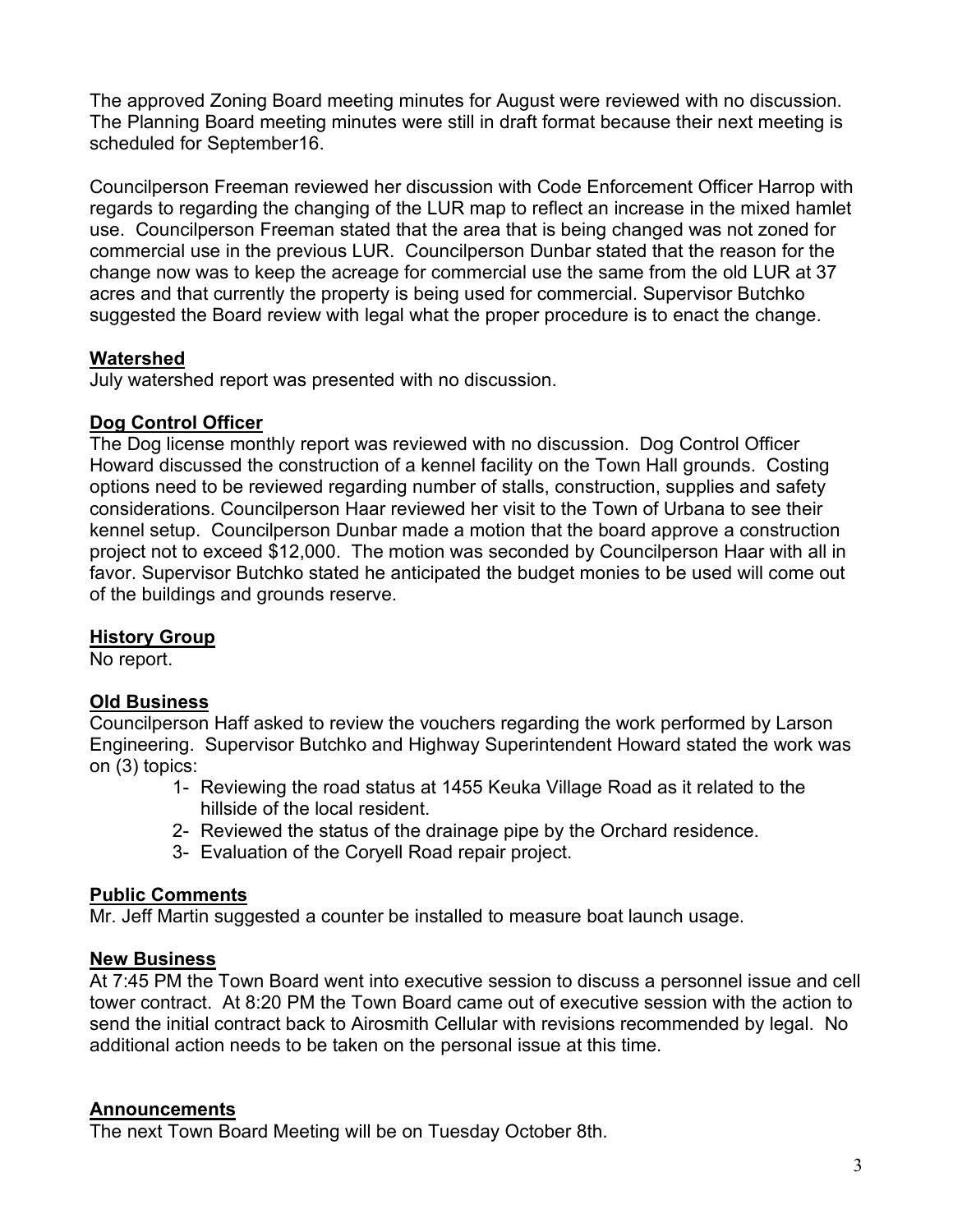The approved Zoning Board meeting minutes for August were reviewed with no discussion. The Planning Board meeting minutes were still in draft format because their next meeting is scheduled for September16.

Councilperson Freeman reviewed her discussion with Code Enforcement Officer Harrop with regards to regarding the changing of the LUR map to reflect an increase in the mixed hamlet use. Councilperson Freeman stated that the area that is being changed was not zoned for commercial use in the previous LUR. Councilperson Dunbar stated that the reason for the change now was to keep the acreage for commercial use the same from the old LUR at 37 acres and that currently the property is being used for commercial. Supervisor Butchko suggested the Board review with legal what the proper procedure is to enact the change.

**Watershed**

July watershed report was presented with no discussion.

**Dog Control Officer**

The Dog license monthly report was reviewed with no discussion. Dog Control Officer Howard discussed the construction of a kennel facility on the Town Hall grounds. Costing options need to be reviewed regarding number of stalls, construction, supplies and safety considerations. Councilperson Haar reviewed her visit to the Town of Urbana to see their kennel setup. Councilperson Dunbar made a motion that the board approve a construction project not to exceed $12,000. The motion was seconded by Councilperson Haar with all in favor. Supervisor Butchko stated he anticipated the budget monies to be used will come out of the buildings and grounds reserve.

**History Group**

No report.

**Old Business**

Councilperson Haff asked to review the vouchers regarding the work performed by Larson Engineering. Supervisor Butchko and Highway Superintendent Howard stated the work was on (3) topics:

1- Reviewing the road status at 1455 Keuka Village Road as it related to the hillside of the local resident.
2- Reviewed the status of the drainage pipe by the Orchard residence.
3- Evaluation of the Coryell Road repair project.

**Public Comments**

Mr. Jeff Martin suggested a counter be installed to measure boat launch usage.

**New Business**

At 7:45 PM the Town Board went into executive session to discuss a personnel issue and cell tower contract. At 8:20 PM the Town Board came out of executive session with the action to send the initial contract back to Airosmith Cellular with revisions recommended by legal. No additional action needs to be taken on the personal issue at this time.

**Announcements**

The next Town Board Meeting will be on Tuesday October 8th.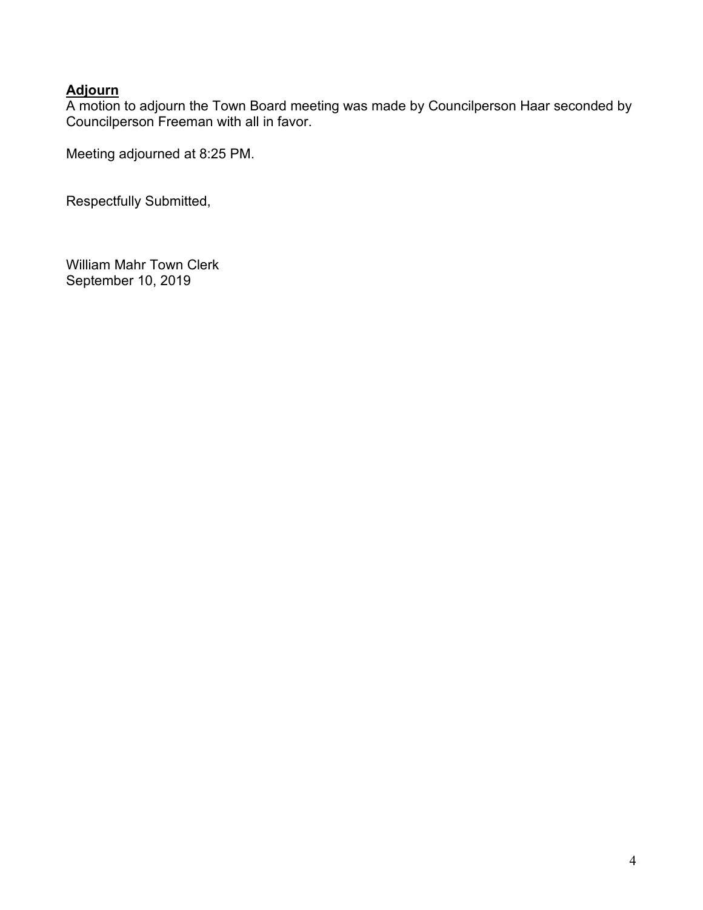**Adjourn**

A motion to adjourn the Town Board meeting was made by Councilperson Haar seconded by Councilperson Freeman with all in favor.

Meeting adjourned at 8:25 PM.

Respectfully Submitted,

William Mahr Town Clerk
September 10, 2019